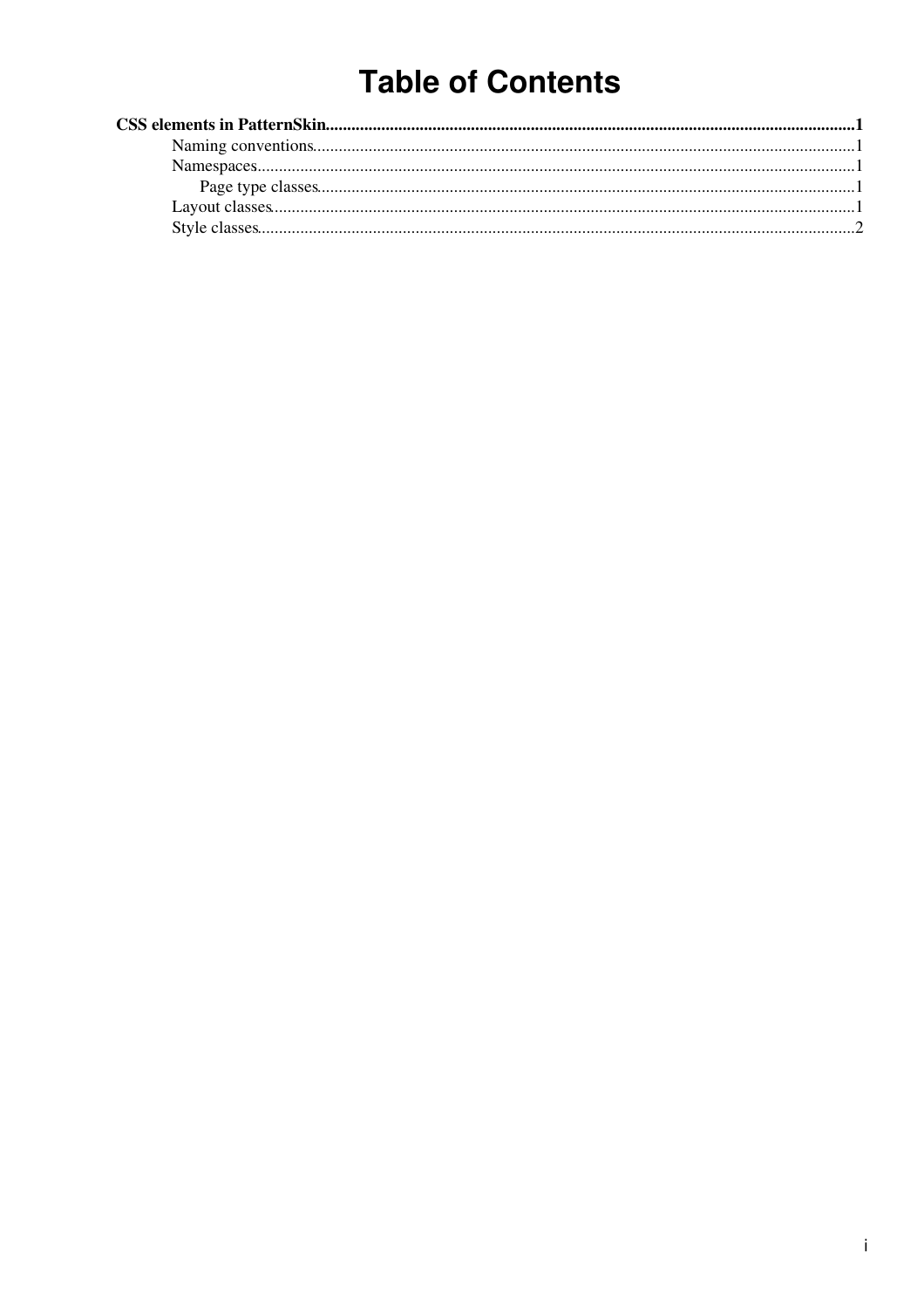# Table of Contents

**CSS elements in PatternSkin**...........................................................................................................................**1**
- Naming conventions.............................................................................................................................1
- Namespaces..........................................................................................................................................1
  - Page type classes............................................................................................................................1
- Layout classes.......................................................................................................................................1
- Style classes..........................................................................................................................................2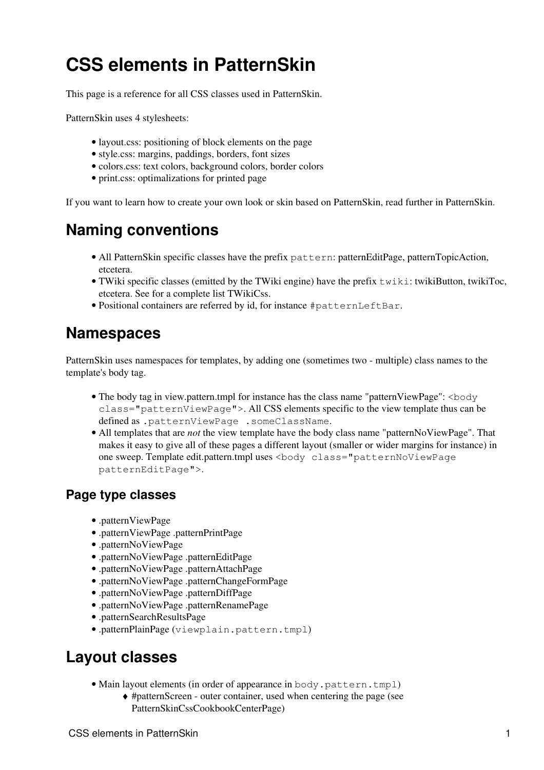# CSS elements in PatternSkin

This page is a reference for all CSS classes used in PatternSkin.

PatternSkin uses 4 stylesheets:

- layout.css: positioning of block elements on the page
- style.css: margins, paddings, borders, font sizes
- colors.css: text colors, background colors, border colors
- print.css: optimalizations for printed page

If you want to learn how to create your own look or skin based on PatternSkin, read further in PatternSkin.

## Naming conventions

- All PatternSkin specific classes have the prefix `pattern`: patternEditPage, patternTopicAction, etcetera.
- TWiki specific classes (emitted by the TWiki engine) have the prefix `twiki`: twikiButton, twikiToc, etcetera. See for a complete list TWikiCss.
- Positional containers are referred by id, for instance `#patternLeftBar`.

## Namespaces

PatternSkin uses namespaces for templates, by adding one (sometimes two - multiple) class names to the template's body tag.

- The body tag in view.pattern.tmpl for instance has the class name "patternViewPage": `<body class="patternViewPage">`. All CSS elements specific to the view template thus can be defined as `.patternViewPage .someClassName`.
- All templates that are *not* the view template have the body class name "patternNoViewPage". That makes it easy to give all of these pages a different layout (smaller or wider margins for instance) in one sweep. Template edit.pattern.tmpl uses `<body class="patternNoViewPage patternEditPage">`.

### Page type classes

- .patternViewPage
- .patternViewPage .patternPrintPage
- .patternNoViewPage
- .patternNoViewPage .patternEditPage
- .patternNoViewPage .patternAttachPage
- .patternNoViewPage .patternChangeFormPage
- .patternNoViewPage .patternDiffPage
- .patternNoViewPage .patternRenamePage
- .patternSearchResultsPage
- .patternPlainPage (`viewplain.pattern.tmpl`)

## Layout classes

- Main layout elements (in order of appearance in `body.pattern.tmpl`)
    - #patternScreen - outer container, used when centering the page (see PatternSkinCssCookbookCenterPage)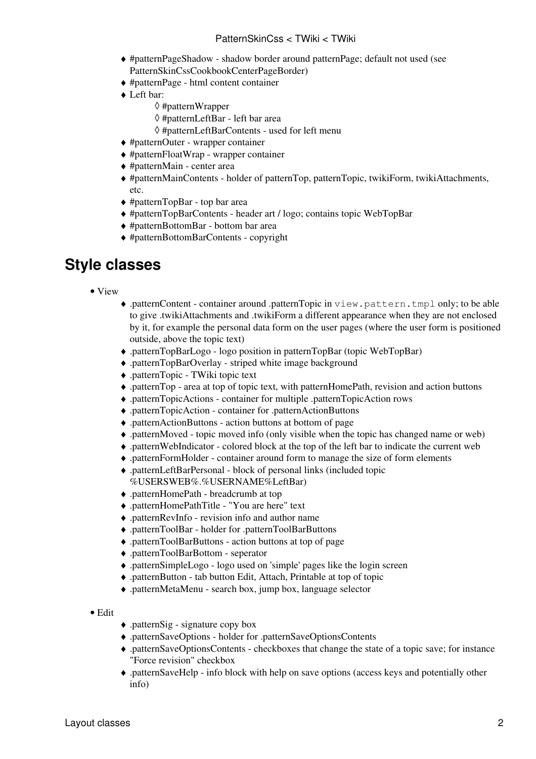- #patternPageShadow - shadow border around patternPage; default not used (see PatternSkinCssCookbookCenterPageBorder)
- #patternPage - html content container
- Left bar:
    - #patternWrapper
    - #patternLeftBar - left bar area
    - #patternLeftBarContents - used for left menu
- #patternOuter - wrapper container
- #patternFloatWrap - wrapper container
- #patternMain - center area
- #patternMainContents - holder of patternTop, patternTopic, twikiForm, twikiAttachments, etc.
- #patternTopBar - top bar area
- #patternTopBarContents - header art / logo; contains topic WebTopBar
- #patternBottomBar - bottom bar area
- #patternBottomBarContents - copyright

## Style classes

- View
    - .patternContent - container around .patternTopic in `view.pattern.tmpl` only; to be able to give .twikiAttachments and .twikiForm a different appearance when they are not enclosed by it, for example the personal data form on the user pages (where the user form is positioned outside, above the topic text)
    - .patternTopBarLogo - logo position in patternTopBar (topic WebTopBar)
    - .patternTopBarOverlay - striped white image background
    - .patternTopic - TWiki topic text
    - .patternTop - area at top of topic text, with patternHomePath, revision and action buttons
    - .patternTopicActions - container for multiple .patternTopicAction rows
    - .patternTopicAction - container for .patternActionButtons
    - .patternActionButtons - action buttons at bottom of page
    - .patternMoved - topic moved info (only visible when the topic has changed name or web)
    - .patternWebIndicator - colored block at the top of the left bar to indicate the current web
    - .patternFormHolder - container around form to manage the size of form elements
    - .patternLeftBarPersonal - block of personal links (included topic %USERSWEB%.%USERNAME%LeftBar)
    - .patternHomePath - breadcrumb at top
    - .patternHomePathTitle - "You are here" text
    - .patternRevInfo - revision info and author name
    - .patternToolBar - holder for .patternToolBarButtons
    - .patternToolBarButtons - action buttons at top of page
    - .patternToolBarBottom - seperator
    - .patternSimpleLogo - logo used on 'simple' pages like the login screen
    - .patternButton - tab button Edit, Attach, Printable at top of topic
    - .patternMetaMenu - search box, jump box, language selector

- Edit
    - .patternSig - signature copy box
    - .patternSaveOptions - holder for .patternSaveOptionsContents
    - .patternSaveOptionsContents - checkboxes that change the state of a topic save; for instance "Force revision" checkbox
    - .patternSaveHelp - info block with help on save options (access keys and potentially other info)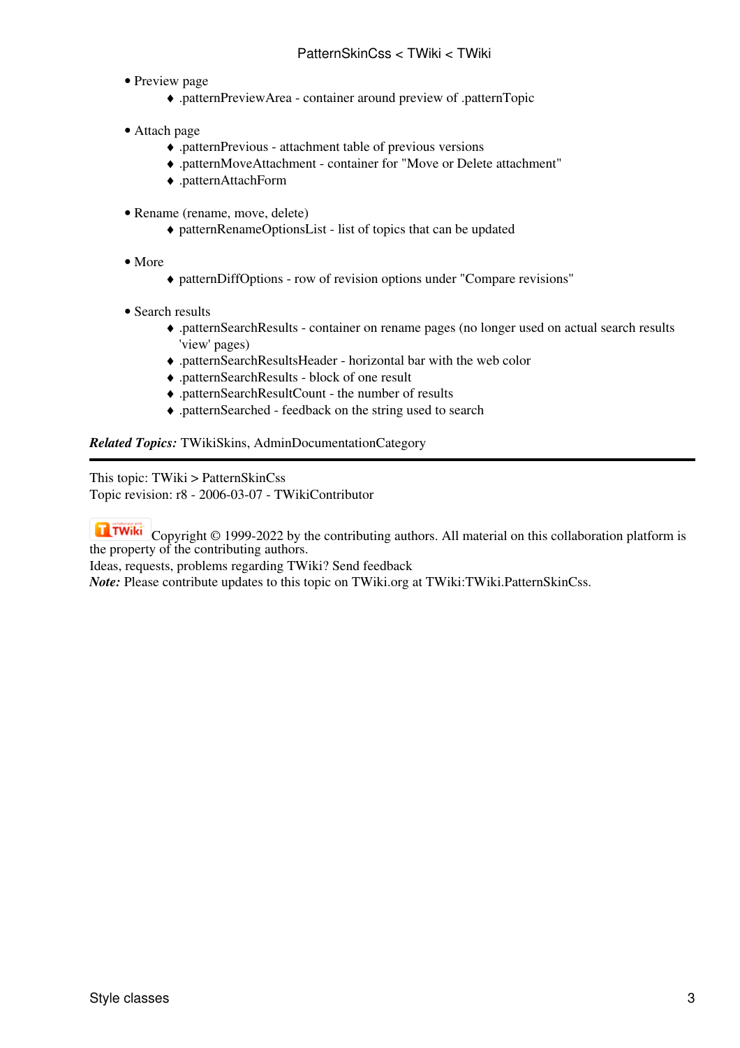- Preview page
    - .patternPreviewArea - container around preview of .patternTopic
- Attach page
    - .patternPrevious - attachment table of previous versions
    - .patternMoveAttachment - container for "Move or Delete attachment"
    - .patternAttachForm
- Rename (rename, move, delete)
    - patternRenameOptionsList - list of topics that can be updated
- More
    - patternDiffOptions - row of revision options under "Compare revisions"
- Search results
    - .patternSearchResults - container on rename pages (no longer used on actual search results 'view' pages)
    - .patternSearchResultsHeader - horizontal bar with the web color
    - .patternSearchResults - block of one result
    - .patternSearchResultCount - the number of results
    - .patternSearched - feedback on the string used to search

***Related Topics:*** TWikiSkins, AdminDocumentationCategory

---

This topic: TWiki > PatternSkinCss
Topic revision: r8 - 2006-03-07 - TWikiContributor

Copyright © 1999-2022 by the contributing authors. All material on this collaboration platform is the property of the contributing authors.
Ideas, requests, problems regarding TWiki? Send feedback
***Note:*** Please contribute updates to this topic on TWiki.org at TWiki:TWiki.PatternSkinCss.